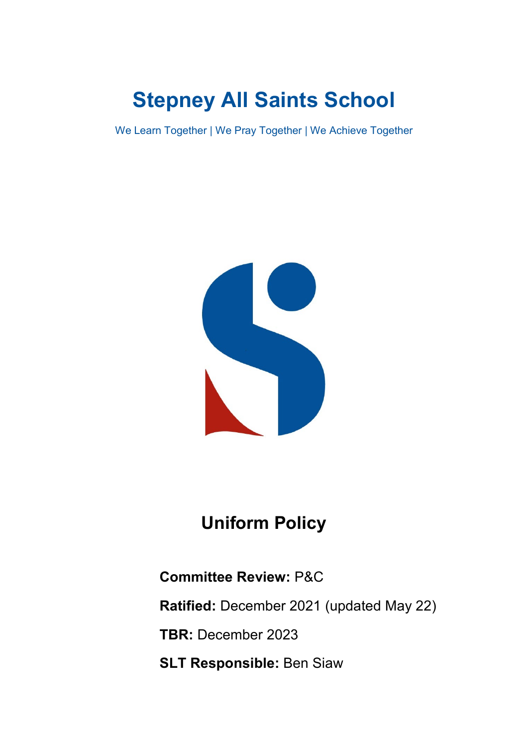# Stepney All Saints School

We Learn Together | We Pray Together | We Achieve Together

## Uniform Policy

**Committee Review:** P&C

**Ratified:** December 2021 (updated May 22)

**TBR:** December 2023

**SLT Responsible:** Ben Siaw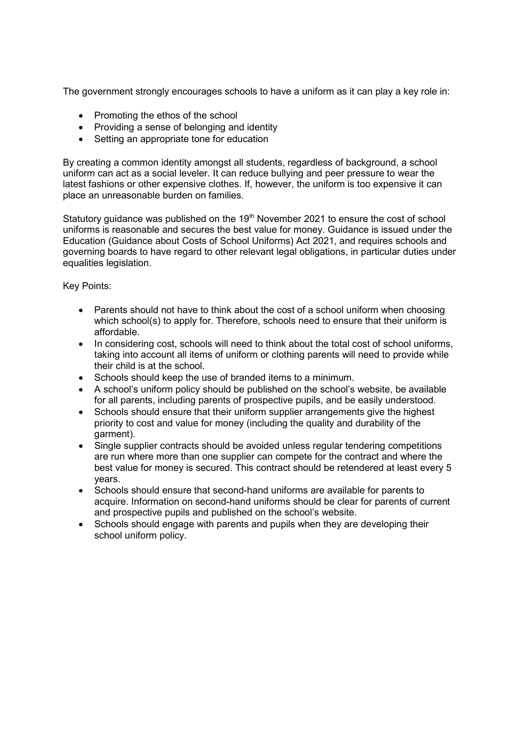The government strongly encourages schools to have a uniform as it can play a key role in:

- Promoting the ethos of the school
- Providing a sense of belonging and identity
- Setting an appropriate tone for education

By creating a common identity amongst all students, regardless of background, a school uniform can act as a social leveler. It can reduce bullying and peer pressure to wear the latest fashions or other expensive clothes. If, however, the uniform is too expensive it can place an unreasonable burden on families.

Statutory guidance was published on the 19th November 2021 to ensure the cost of school uniforms is reasonable and secures the best value for money. Guidance is issued under the Education (Guidance about Costs of School Uniforms) Act 2021, and requires schools and governing boards to have regard to other relevant legal obligations, in particular duties under equalities legislation.

Key Points:

- Parents should not have to think about the cost of a school uniform when choosing which school(s) to apply for. Therefore, schools need to ensure that their uniform is affordable.
- In considering cost, schools will need to think about the total cost of school uniforms, taking into account all items of uniform or clothing parents will need to provide while their child is at the school.
- Schools should keep the use of branded items to a minimum.
- A school's uniform policy should be published on the school's website, be available for all parents, including parents of prospective pupils, and be easily understood.
- Schools should ensure that their uniform supplier arrangements give the highest priority to cost and value for money (including the quality and durability of the garment).
- Single supplier contracts should be avoided unless regular tendering competitions are run where more than one supplier can compete for the contract and where the best value for money is secured. This contract should be retendered at least every 5 years.
- Schools should ensure that second-hand uniforms are available for parents to acquire. Information on second-hand uniforms should be clear for parents of current and prospective pupils and published on the school's website.
- Schools should engage with parents and pupils when they are developing their school uniform policy.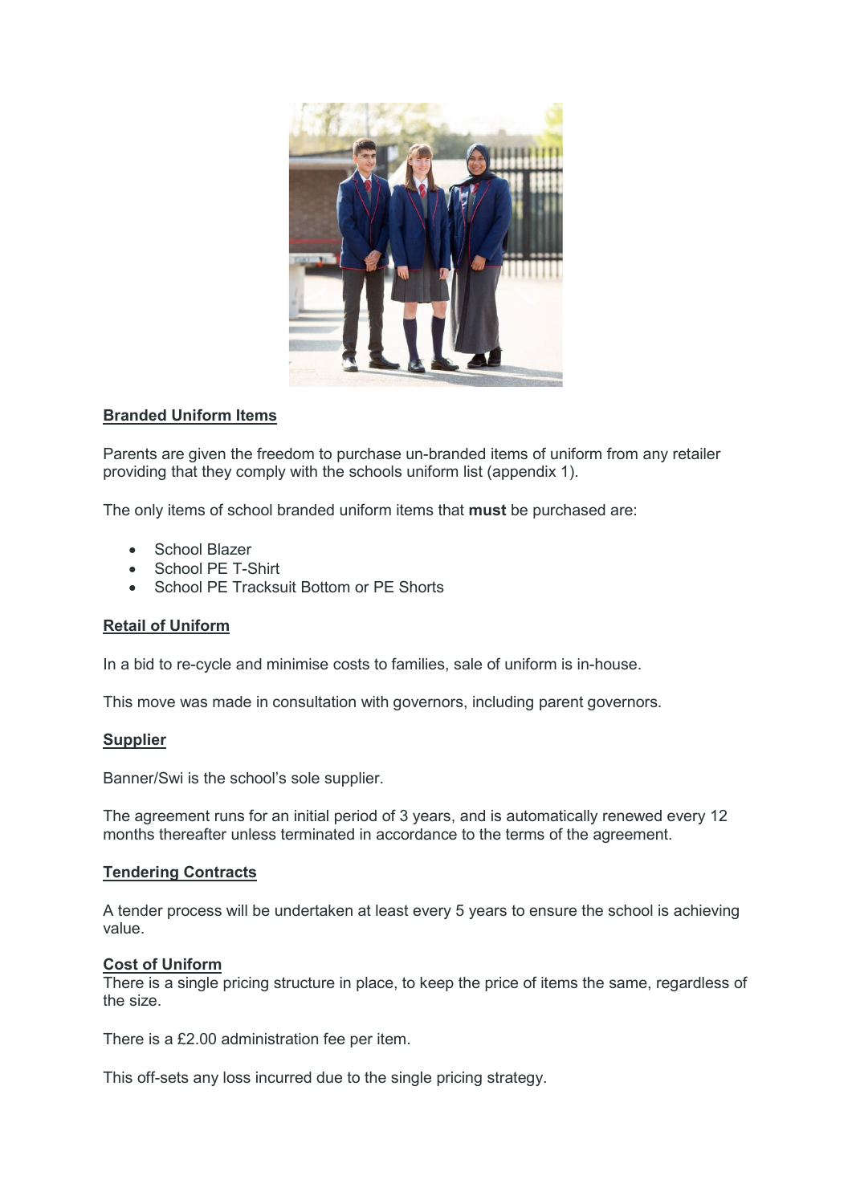## Branded Uniform Items

Parents are given the freedom to purchase un-branded items of uniform from any retailer providing that they comply with the schools uniform list (appendix 1).

The only items of school branded uniform items that **must** be purchased are:

- School Blazer
- School PE T-Shirt
- School PE Tracksuit Bottom or PE Shorts

## Retail of Uniform

In a bid to re-cycle and minimise costs to families, sale of uniform is in-house.

This move was made in consultation with governors, including parent governors.

## Supplier

Banner/Swi is the school's sole supplier.

The agreement runs for an initial period of 3 years, and is automatically renewed every 12 months thereafter unless terminated in accordance to the terms of the agreement.

## Tendering Contracts

A tender process will be undertaken at least every 5 years to ensure the school is achieving value.

## Cost of Uniform

There is a single pricing structure in place, to keep the price of items the same, regardless of the size.

There is a £2.00 administration fee per item.

This off-sets any loss incurred due to the single pricing strategy.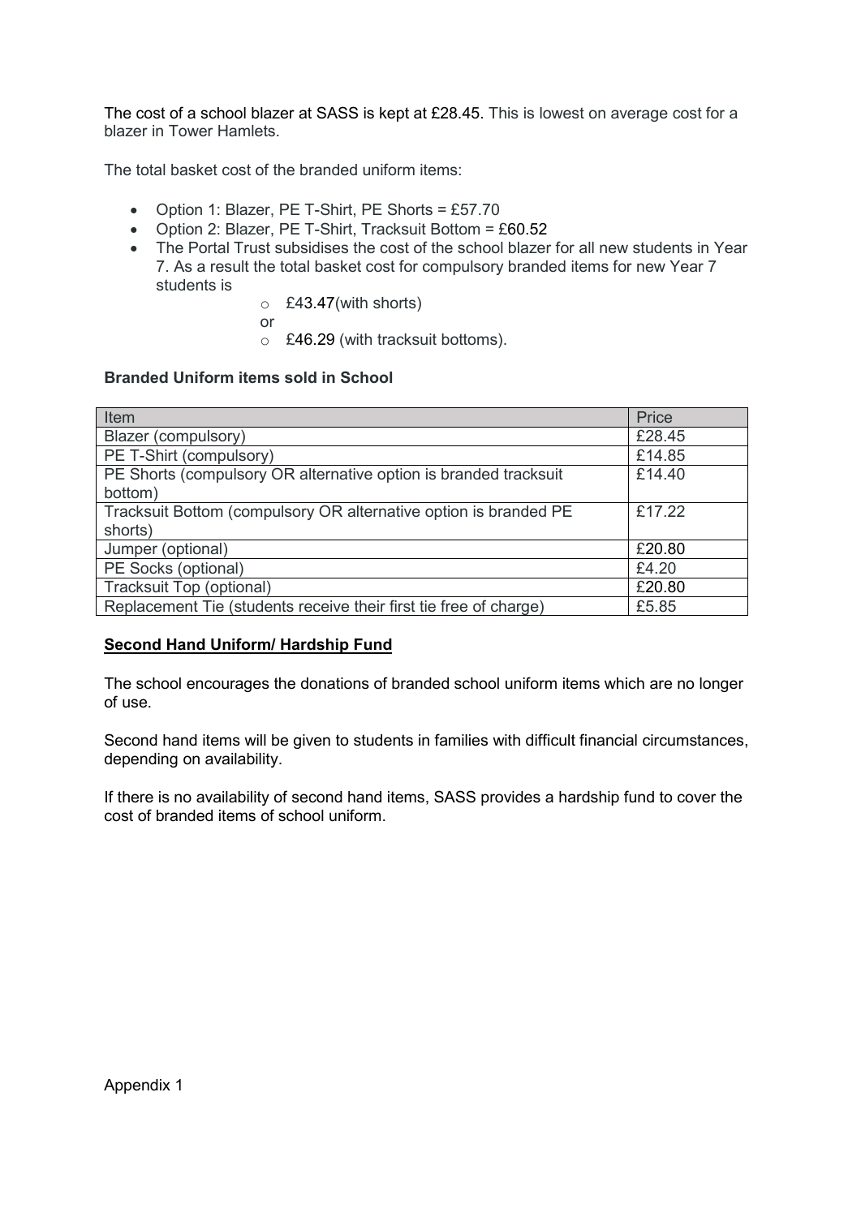The cost of a school blazer at SASS is kept at £28.45. This is lowest on average cost for a blazer in Tower Hamlets.

The total basket cost of the branded uniform items:

- Option 1: Blazer, PE T-Shirt, PE Shorts = £57.70
- Option 2: Blazer, PE T-Shirt, Tracksuit Bottom = £60.52
- The Portal Trust subsidises the cost of the school blazer for all new students in Year 7. As a result the total basket cost for compulsory branded items for new Year 7 students is
  - £43.47(with shorts)

  or

  - £46.29 (with tracksuit bottoms).

**Branded Uniform items sold in School**

| Item | Price |
|---|---|
| Blazer (compulsory) | £28.45 |
| PE T-Shirt (compulsory) | £14.85 |
| PE Shorts (compulsory OR alternative option is branded tracksuit bottom) | £14.40 |
| Tracksuit Bottom (compulsory OR alternative option is branded PE shorts) | £17.22 |
| Jumper (optional) | £20.80 |
| PE Socks (optional) | £4.20 |
| Tracksuit Top (optional) | £20.80 |
| Replacement Tie (students receive their first tie free of charge) | £5.85 |

**Second Hand Uniform/ Hardship Fund**

The school encourages the donations of branded school uniform items which are no longer of use.

Second hand items will be given to students in families with difficult financial circumstances, depending on availability.

If there is no availability of second hand items, SASS provides a hardship fund to cover the cost of branded items of school uniform.

Appendix 1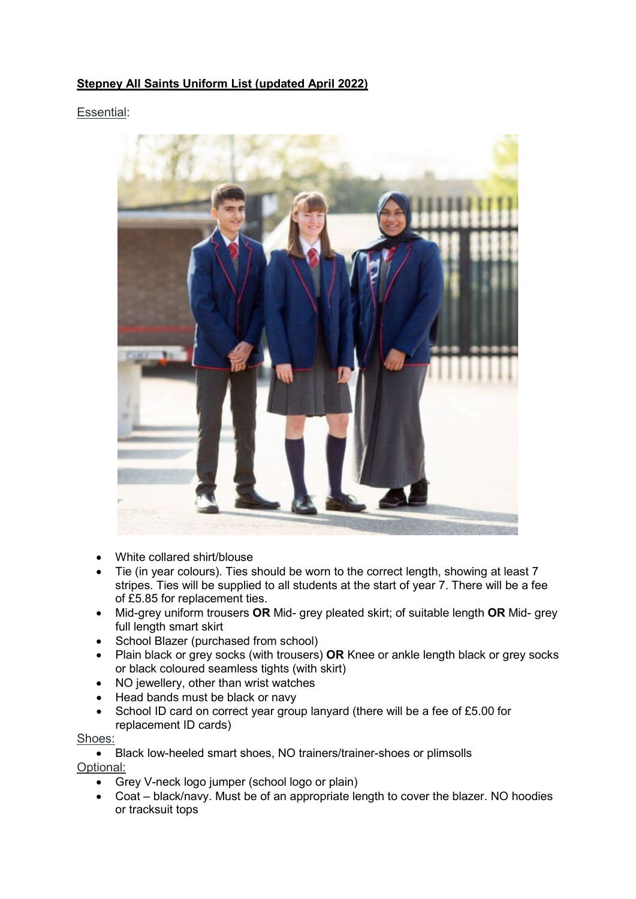**Stepney All Saints Uniform List (updated April 2022)**

Essential:

- White collared shirt/blouse
- Tie (in year colours). Ties should be worn to the correct length, showing at least 7 stripes. Ties will be supplied to all students at the start of year 7. There will be a fee of £5.85 for replacement ties.
- Mid-grey uniform trousers **OR** Mid- grey pleated skirt; of suitable length **OR** Mid- grey full length smart skirt
- School Blazer (purchased from school)
- Plain black or grey socks (with trousers) **OR** Knee or ankle length black or grey socks or black coloured seamless tights (with skirt)
- NO jewellery, other than wrist watches
- Head bands must be black or navy
- School ID card on correct year group lanyard (there will be a fee of £5.00 for replacement ID cards)

Shoes:

- Black low-heeled smart shoes, NO trainers/trainer-shoes or plimsolls

Optional:

- Grey V-neck logo jumper (school logo or plain)
- Coat – black/navy. Must be of an appropriate length to cover the blazer. NO hoodies or tracksuit tops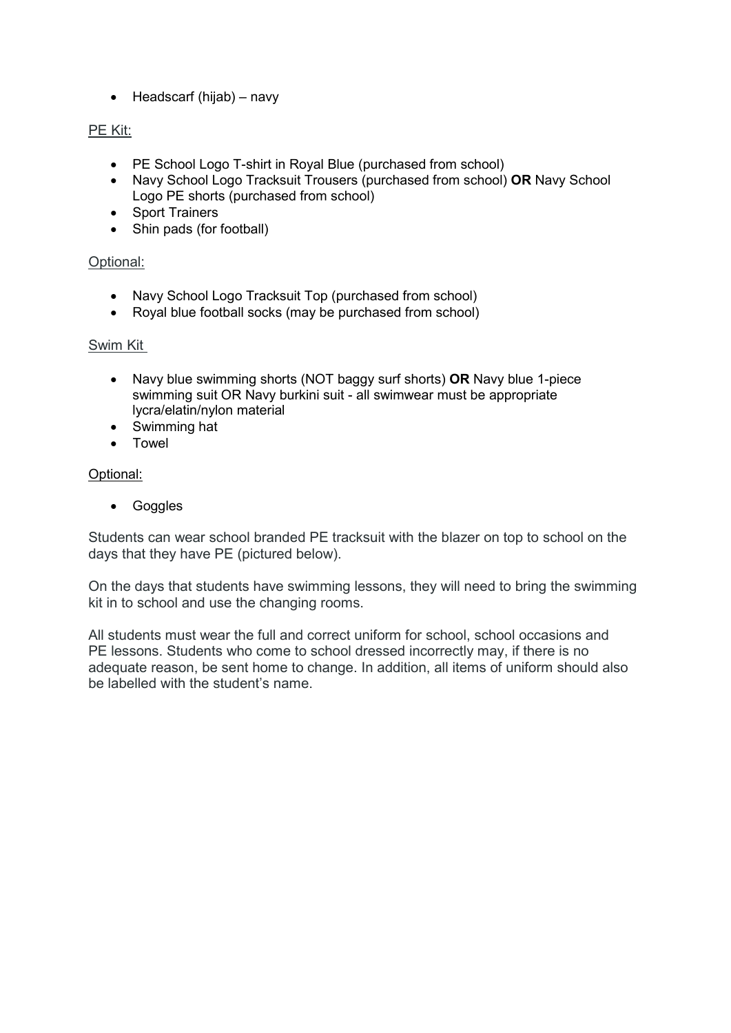- Headscarf (hijab) – navy

<u>PE Kit:</u>

- PE School Logo T-shirt in Royal Blue (purchased from school)
- Navy School Logo Tracksuit Trousers (purchased from school) **OR** Navy School Logo PE shorts (purchased from school)
- Sport Trainers
- Shin pads (for football)

<u>Optional:</u>

- Navy School Logo Tracksuit Top (purchased from school)
- Royal blue football socks (may be purchased from school)

<u>Swim Kit</u>

- Navy blue swimming shorts (NOT baggy surf shorts) **OR** Navy blue 1-piece swimming suit OR Navy burkini suit - all swimwear must be appropriate lycra/elatin/nylon material
- Swimming hat
- Towel

<u>Optional:</u>

- Goggles

Students can wear school branded PE tracksuit with the blazer on top to school on the days that they have PE (pictured below).

On the days that students have swimming lessons, they will need to bring the swimming kit in to school and use the changing rooms.

All students must wear the full and correct uniform for school, school occasions and PE lessons. Students who come to school dressed incorrectly may, if there is no adequate reason, be sent home to change. In addition, all items of uniform should also be labelled with the student's name.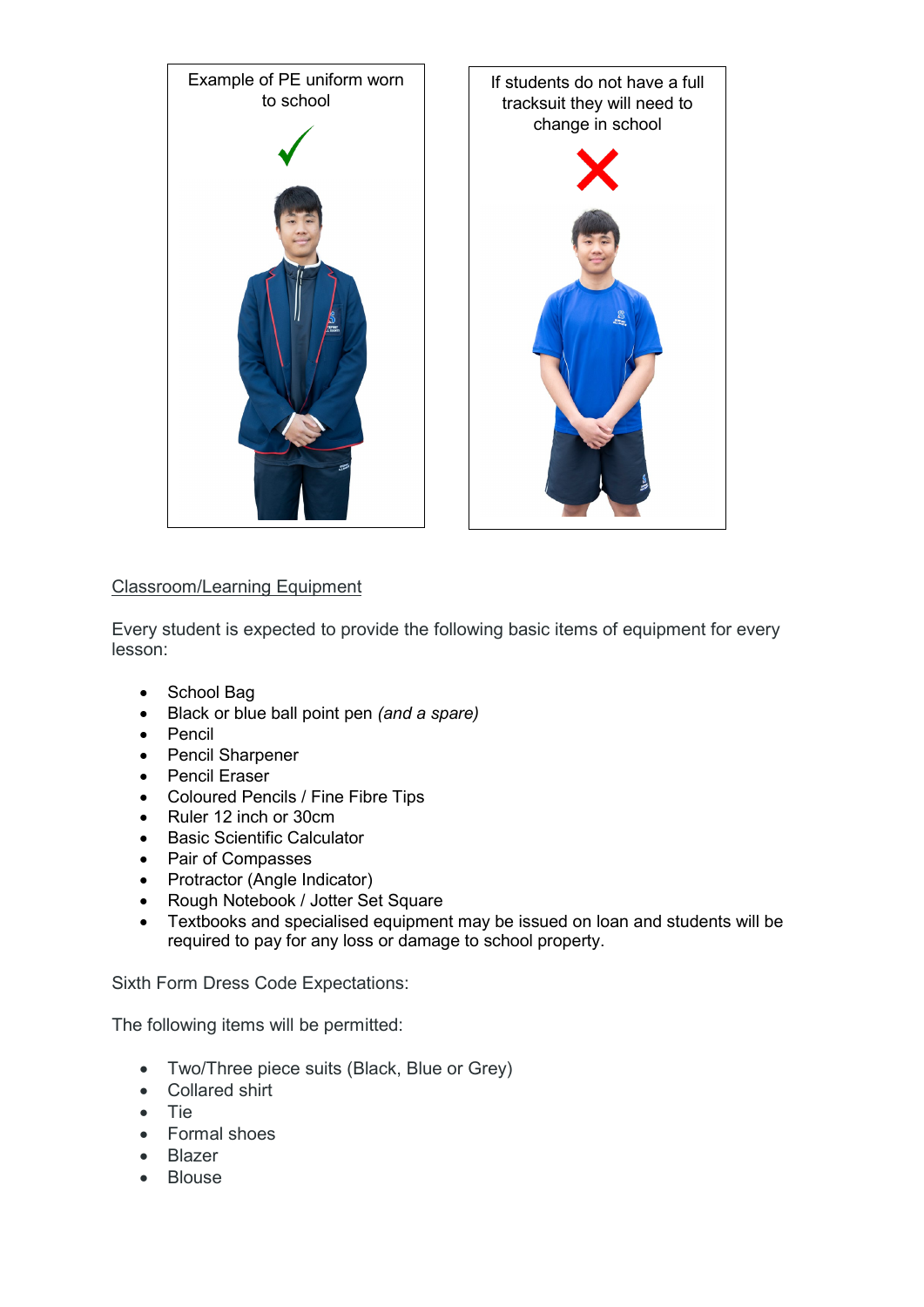Example of PE uniform worn to school

✓

If students do not have a full tracksuit they will need to change in school

✗

Classroom/Learning Equipment

Every student is expected to provide the following basic items of equipment for every lesson:

- School Bag
- Black or blue ball point pen *(and a spare)*
- Pencil
- Pencil Sharpener
- Pencil Eraser
- Coloured Pencils / Fine Fibre Tips
- Ruler 12 inch or 30cm
- Basic Scientific Calculator
- Pair of Compasses
- Protractor (Angle Indicator)
- Rough Notebook / Jotter Set Square
- Textbooks and specialised equipment may be issued on loan and students will be required to pay for any loss or damage to school property.

Sixth Form Dress Code Expectations:

The following items will be permitted:

- Two/Three piece suits (Black, Blue or Grey)
- Collared shirt
- Tie
- Formal shoes
- Blazer
- Blouse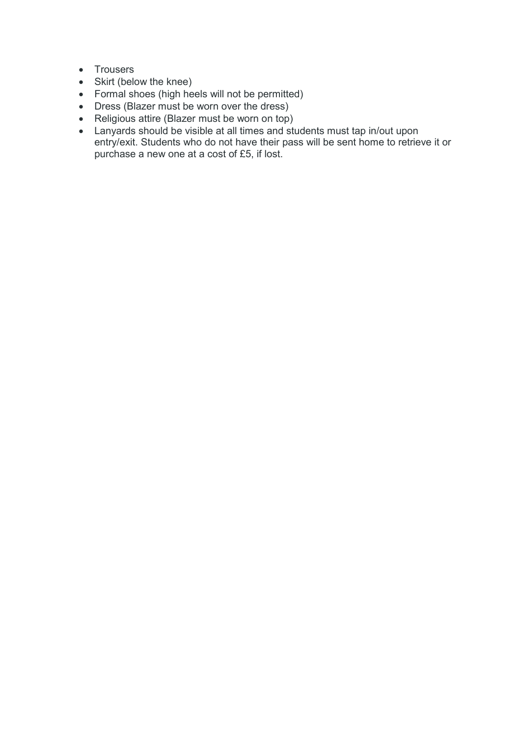- Trousers
- Skirt (below the knee)
- Formal shoes (high heels will not be permitted)
- Dress (Blazer must be worn over the dress)
- Religious attire (Blazer must be worn on top)
- Lanyards should be visible at all times and students must tap in/out upon entry/exit. Students who do not have their pass will be sent home to retrieve it or purchase a new one at a cost of £5, if lost.